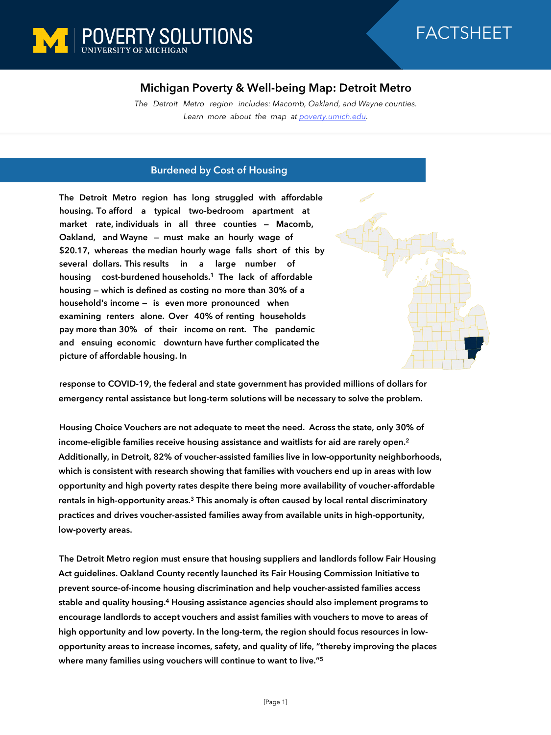POVERTY SOLUTIONS
UNIVERSITY OF MICHIGAN

FACTSHEET

# Michigan Poverty & Well-being Map: Detroit Metro

*The Detroit Metro region includes: Macomb, Oakland, and Wayne counties.*
*Learn more about the map at [poverty.umich.edu](https://poverty.umich.edu).*

## Burdened by Cost of Housing

The Detroit Metro region has long struggled with affordable housing. To afford a typical two-bedroom apartment at market rate, individuals in all three counties – Macomb, Oakland, and Wayne – must make an hourly wage of $20.17, whereas the median hourly wage falls short of this by several dollars. This results in a large number of housing cost-burdened households.[1] The lack of affordable housing – which is defined as costing no more than 30% of a household's income – is even more pronounced when examining renters alone. Over 40% of renting households pay more than 30% of their income on rent. The pandemic and ensuing economic downturn have further complicated the picture of affordable housing. In response to COVID-19, the federal and state government has provided millions of dollars for emergency rental assistance but long-term solutions will be necessary to solve the problem.

Housing Choice Vouchers are not adequate to meet the need. Across the state, only 30% of income-eligible families receive housing assistance and waitlists for aid are rarely open.[2] Additionally, in Detroit, 82% of voucher-assisted families live in low-opportunity neighborhoods, which is consistent with research showing that families with vouchers end up in areas with low opportunity and high poverty rates despite there being more availability of voucher-affordable rentals in high-opportunity areas.[3] This anomaly is often caused by local rental discriminatory practices and drives voucher-assisted families away from available units in high-opportunity, low-poverty areas.

The Detroit Metro region must ensure that housing suppliers and landlords follow Fair Housing Act guidelines. Oakland County recently launched its Fair Housing Commission Initiative to prevent source-of-income housing discrimination and help voucher-assisted families access stable and quality housing.[4] Housing assistance agencies should also implement programs to encourage landlords to accept vouchers and assist families with vouchers to move to areas of high opportunity and low poverty. In the long-term, the region should focus resources in low-opportunity areas to increase incomes, safety, and quality of life, "thereby improving the places where many families using vouchers will continue to want to live."[5]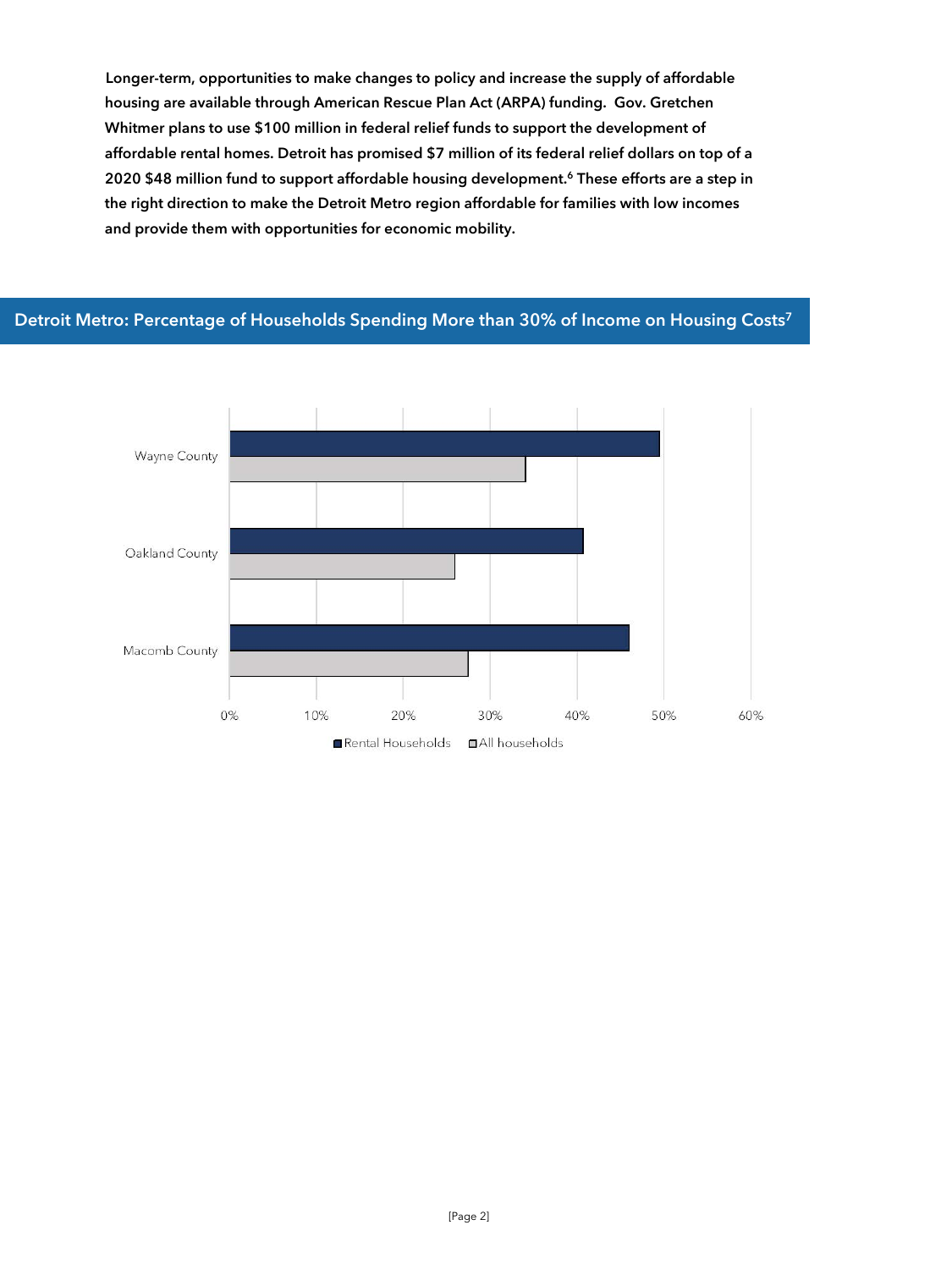**Longer-term, opportunities to make changes to policy and increase the supply of affordable housing are available through American Rescue Plan Act (ARPA) funding. Gov. Gretchen Whitmer plans to use $100 million in federal relief funds to support the development of affordable rental homes. Detroit has promised $7 million of its federal relief dollars on top of a 2020 $48 million fund to support affordable housing development.[6] These efforts are a step in the right direction to make the Detroit Metro region affordable for families with low incomes and provide them with opportunities for economic mobility.**

## Detroit Metro: Percentage of Households Spending More than 30% of Income on Housing Costs[7]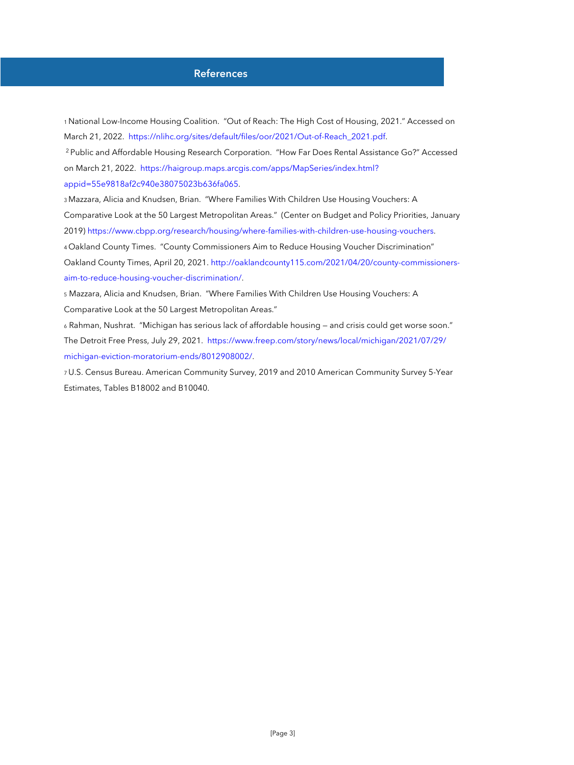## References

[1] National Low-Income Housing Coalition. "Out of Reach: The High Cost of Housing, 2021." Accessed on March 21, 2022. https://nlihc.org/sites/default/files/oor/2021/Out-of-Reach_2021.pdf.

[2] Public and Affordable Housing Research Corporation. "How Far Does Rental Assistance Go?" Accessed on March 21, 2022. https://haigroup.maps.arcgis.com/apps/MapSeries/index.html?appid=55e9818af2c940e38075023b636fa065.

[3] Mazzara, Alicia and Knudsen, Brian. "Where Families With Children Use Housing Vouchers: A Comparative Look at the 50 Largest Metropolitan Areas." (Center on Budget and Policy Priorities, January 2019) https://www.cbpp.org/research/housing/where-families-with-children-use-housing-vouchers.

[4] Oakland County Times. "County Commissioners Aim to Reduce Housing Voucher Discrimination" Oakland County Times, April 20, 2021. http://oaklandcounty115.com/2021/04/20/county-commissioners-aim-to-reduce-housing-voucher-discrimination/.

[5] Mazzara, Alicia and Knudsen, Brian. "Where Families With Children Use Housing Vouchers: A Comparative Look at the 50 Largest Metropolitan Areas."

[6] Rahman, Nushrat. "Michigan has serious lack of affordable housing — and crisis could get worse soon." The Detroit Free Press, July 29, 2021. https://www.freep.com/story/news/local/michigan/2021/07/29/michigan-eviction-moratorium-ends/8012908002/.

[7] U.S. Census Bureau. American Community Survey, 2019 and 2010 American Community Survey 5-Year Estimates, Tables B18002 and B10040.